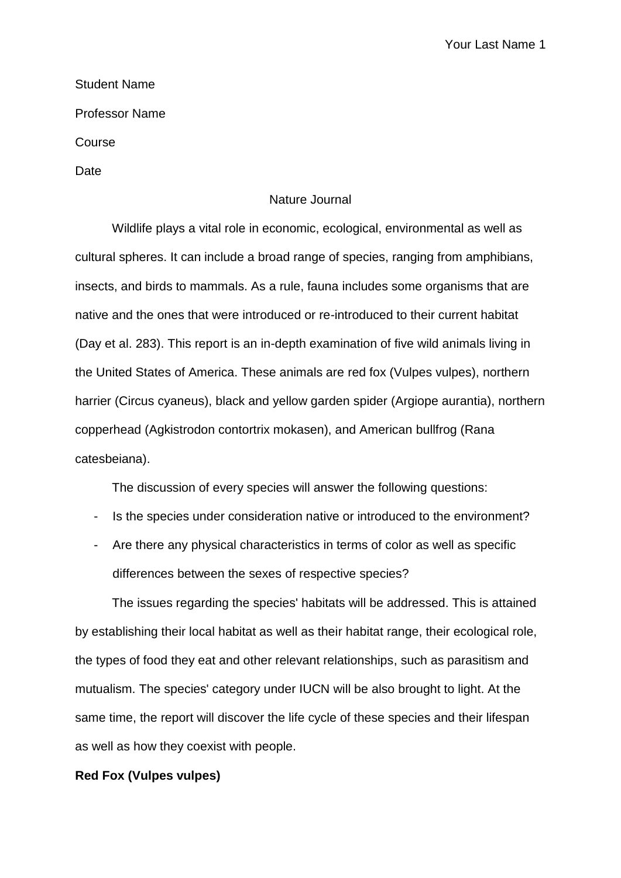Student Name

Professor Name

Course

Date

# Nature Journal

Wildlife plays a vital role in economic, ecological, environmental as well as cultural spheres. It can include a broad range of species, ranging from amphibians, insects, and birds to mammals. As a rule, fauna includes some organisms that are native and the ones that were introduced or re-introduced to their current habitat (Day et al. 283). This report is an in-depth examination of five wild animals living in the United States of America. These animals are red fox (Vulpes vulpes), northern harrier (Circus cyaneus), black and yellow garden spider (Argiope aurantia), northern copperhead (Agkistrodon contortrix mokasen), and American bullfrog (Rana catesbeiana).

The discussion of every species will answer the following questions:

- Is the species under consideration native or introduced to the environment?
- Are there any physical characteristics in terms of color as well as specific differences between the sexes of respective species?

The issues regarding the species' habitats will be addressed. This is attained by establishing their local habitat as well as their habitat range, their ecological role, the types of food they eat and other relevant relationships, such as parasitism and mutualism. The species' category under IUCN will be also brought to light. At the same time, the report will discover the life cycle of these species and their lifespan as well as how they coexist with people.

## Red Fox (Vulpes vulpes)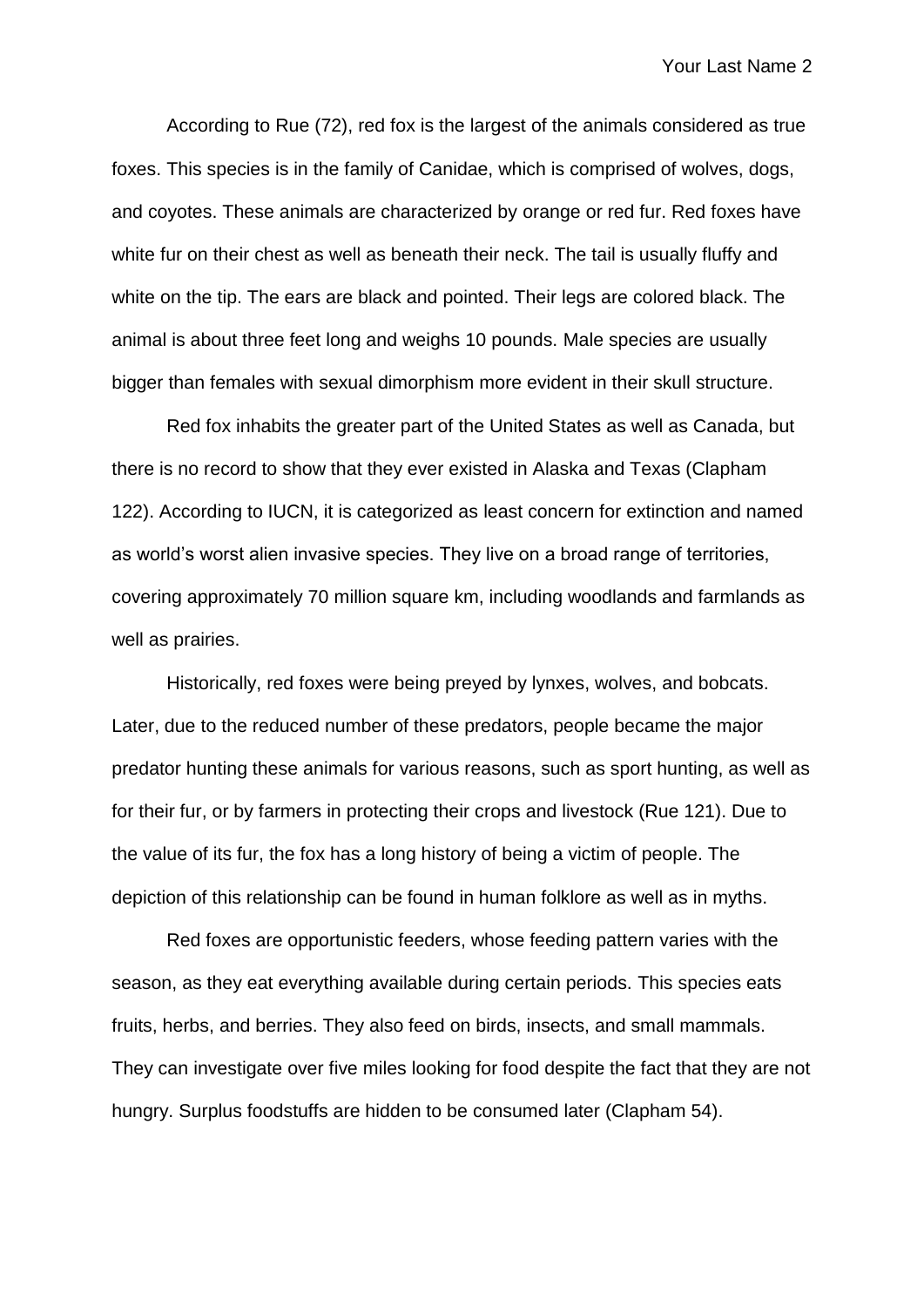According to Rue (72), red fox is the largest of the animals considered as true foxes. This species is in the family of Canidae, which is comprised of wolves, dogs, and coyotes. These animals are characterized by orange or red fur. Red foxes have white fur on their chest as well as beneath their neck. The tail is usually fluffy and white on the tip. The ears are black and pointed. Their legs are colored black. The animal is about three feet long and weighs 10 pounds. Male species are usually bigger than females with sexual dimorphism more evident in their skull structure.

Red fox inhabits the greater part of the United States as well as Canada, but there is no record to show that they ever existed in Alaska and Texas (Clapham 122). According to IUCN, it is categorized as least concern for extinction and named as world's worst alien invasive species. They live on a broad range of territories, covering approximately 70 million square km, including woodlands and farmlands as well as prairies.

Historically, red foxes were being preyed by lynxes, wolves, and bobcats. Later, due to the reduced number of these predators, people became the major predator hunting these animals for various reasons, such as sport hunting, as well as for their fur, or by farmers in protecting their crops and livestock (Rue 121). Due to the value of its fur, the fox has a long history of being a victim of people. The depiction of this relationship can be found in human folklore as well as in myths.

Red foxes are opportunistic feeders, whose feeding pattern varies with the season, as they eat everything available during certain periods. This species eats fruits, herbs, and berries. They also feed on birds, insects, and small mammals. They can investigate over five miles looking for food despite the fact that they are not hungry. Surplus foodstuffs are hidden to be consumed later (Clapham 54).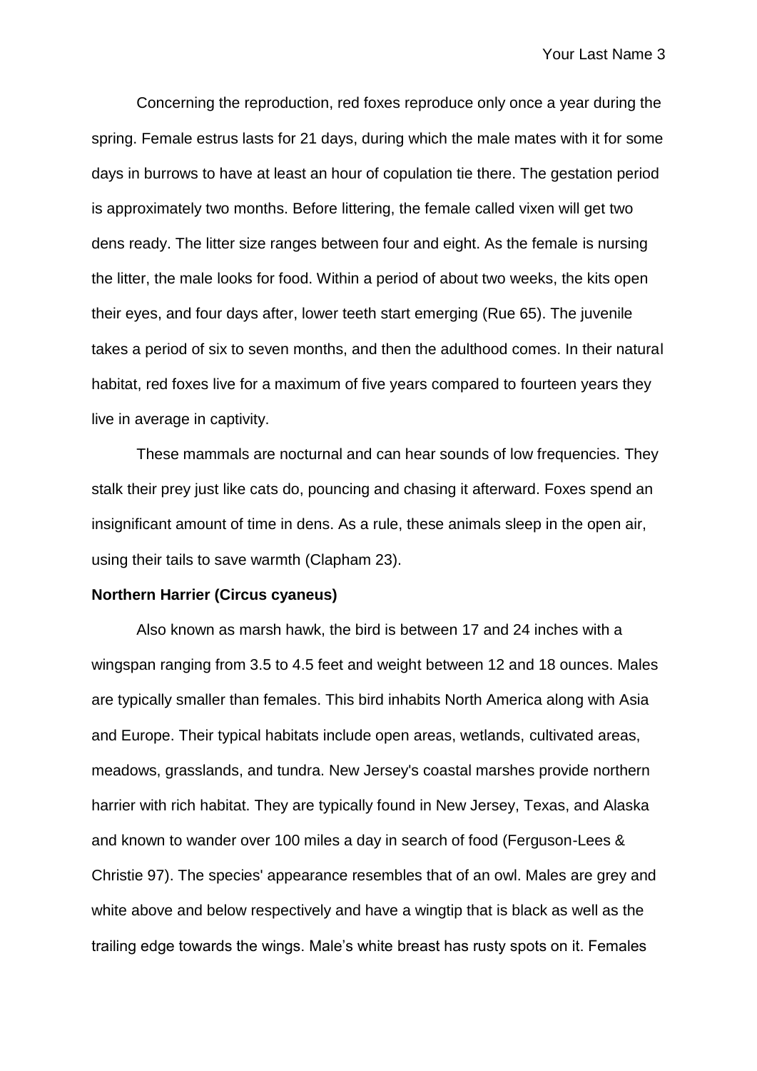Concerning the reproduction, red foxes reproduce only once a year during the spring. Female estrus lasts for 21 days, during which the male mates with it for some days in burrows to have at least an hour of copulation tie there. The gestation period is approximately two months. Before littering, the female called vixen will get two dens ready. The litter size ranges between four and eight. As the female is nursing the litter, the male looks for food. Within a period of about two weeks, the kits open their eyes, and four days after, lower teeth start emerging (Rue 65). The juvenile takes a period of six to seven months, and then the adulthood comes. In their natural habitat, red foxes live for a maximum of five years compared to fourteen years they live in average in captivity.

These mammals are nocturnal and can hear sounds of low frequencies. They stalk their prey just like cats do, pouncing and chasing it afterward. Foxes spend an insignificant amount of time in dens. As a rule, these animals sleep in the open air, using their tails to save warmth (Clapham 23).

**Northern Harrier (Circus cyaneus)**

Also known as marsh hawk, the bird is between 17 and 24 inches with a wingspan ranging from 3.5 to 4.5 feet and weight between 12 and 18 ounces. Males are typically smaller than females. This bird inhabits North America along with Asia and Europe. Their typical habitats include open areas, wetlands, cultivated areas, meadows, grasslands, and tundra. New Jersey's coastal marshes provide northern harrier with rich habitat. They are typically found in New Jersey, Texas, and Alaska and known to wander over 100 miles a day in search of food (Ferguson-Lees & Christie 97). The species' appearance resembles that of an owl. Males are grey and white above and below respectively and have a wingtip that is black as well as the trailing edge towards the wings. Male's white breast has rusty spots on it. Females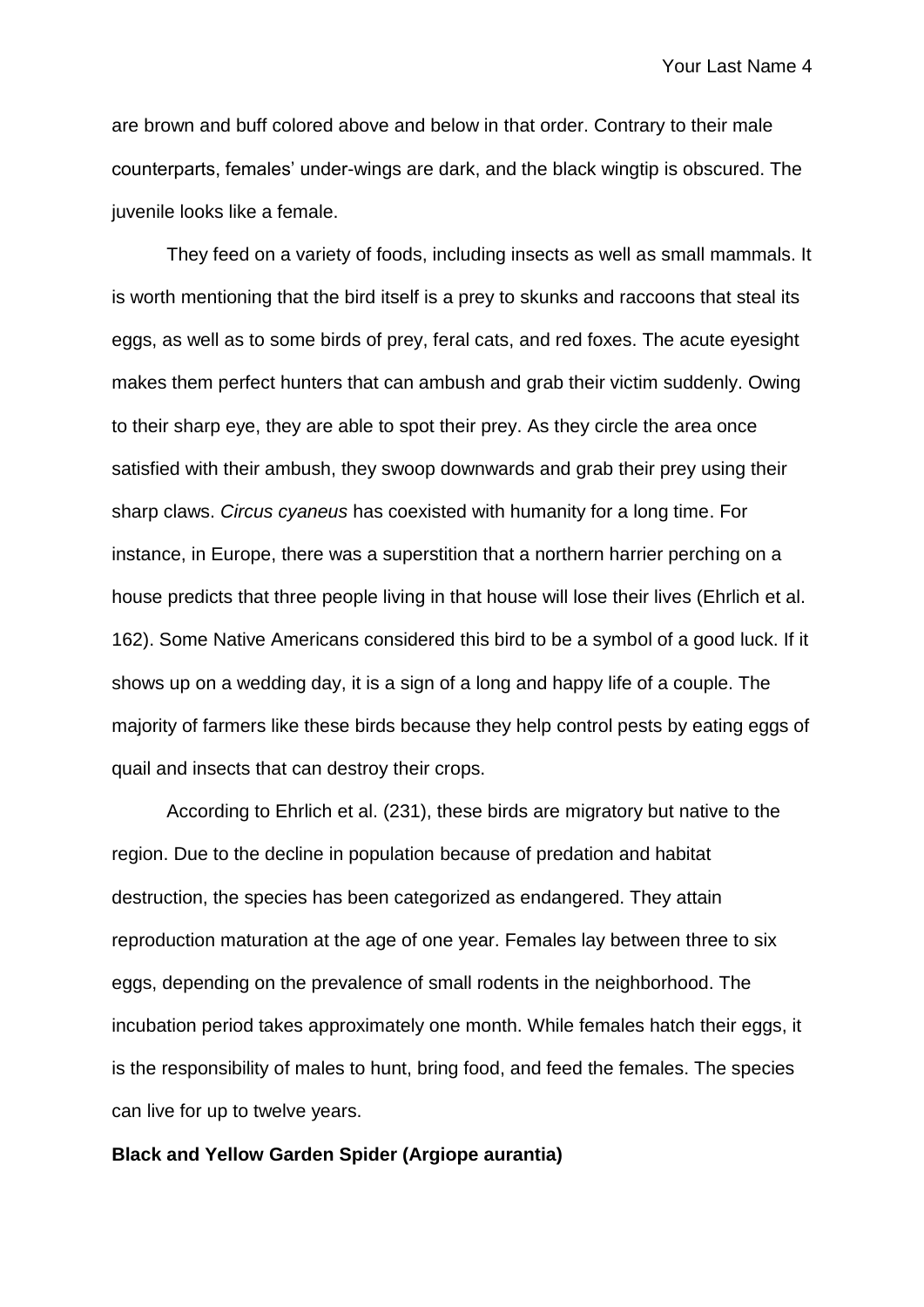are brown and buff colored above and below in that order. Contrary to their male counterparts, females' under-wings are dark, and the black wingtip is obscured. The juvenile looks like a female.

They feed on a variety of foods, including insects as well as small mammals. It is worth mentioning that the bird itself is a prey to skunks and raccoons that steal its eggs, as well as to some birds of prey, feral cats, and red foxes. The acute eyesight makes them perfect hunters that can ambush and grab their victim suddenly. Owing to their sharp eye, they are able to spot their prey. As they circle the area once satisfied with their ambush, they swoop downwards and grab their prey using their sharp claws. *Circus cyaneus* has coexisted with humanity for a long time. For instance, in Europe, there was a superstition that a northern harrier perching on a house predicts that three people living in that house will lose their lives (Ehrlich et al. 162). Some Native Americans considered this bird to be a symbol of a good luck. If it shows up on a wedding day, it is a sign of a long and happy life of a couple. The majority of farmers like these birds because they help control pests by eating eggs of quail and insects that can destroy their crops.

According to Ehrlich et al. (231), these birds are migratory but native to the region. Due to the decline in population because of predation and habitat destruction, the species has been categorized as endangered. They attain reproduction maturation at the age of one year. Females lay between three to six eggs, depending on the prevalence of small rodents in the neighborhood. The incubation period takes approximately one month. While females hatch their eggs, it is the responsibility of males to hunt, bring food, and feed the females. The species can live for up to twelve years.

**Black and Yellow Garden Spider (Argiope aurantia)**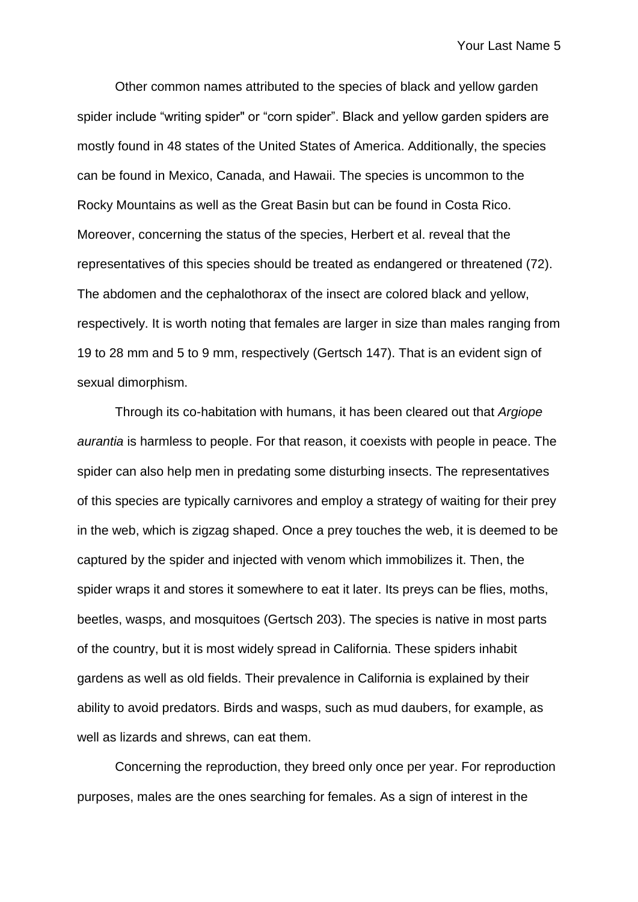Other common names attributed to the species of black and yellow garden spider include “writing spider" or “corn spider”. Black and yellow garden spiders are mostly found in 48 states of the United States of America. Additionally, the species can be found in Mexico, Canada, and Hawaii. The species is uncommon to the Rocky Mountains as well as the Great Basin but can be found in Costa Rico. Moreover, concerning the status of the species, Herbert et al. reveal that the representatives of this species should be treated as endangered or threatened (72). The abdomen and the cephalothorax of the insect are colored black and yellow, respectively. It is worth noting that females are larger in size than males ranging from 19 to 28 mm and 5 to 9 mm, respectively (Gertsch 147). That is an evident sign of sexual dimorphism.

Through its co-habitation with humans, it has been cleared out that *Argiope aurantia* is harmless to people. For that reason, it coexists with people in peace. The spider can also help men in predating some disturbing insects. The representatives of this species are typically carnivores and employ a strategy of waiting for their prey in the web, which is zigzag shaped. Once a prey touches the web, it is deemed to be captured by the spider and injected with venom which immobilizes it. Then, the spider wraps it and stores it somewhere to eat it later. Its preys can be flies, moths, beetles, wasps, and mosquitoes (Gertsch 203). The species is native in most parts of the country, but it is most widely spread in California. These spiders inhabit gardens as well as old fields. Their prevalence in California is explained by their ability to avoid predators. Birds and wasps, such as mud daubers, for example, as well as lizards and shrews, can eat them.

Concerning the reproduction, they breed only once per year. For reproduction purposes, males are the ones searching for females. As a sign of interest in the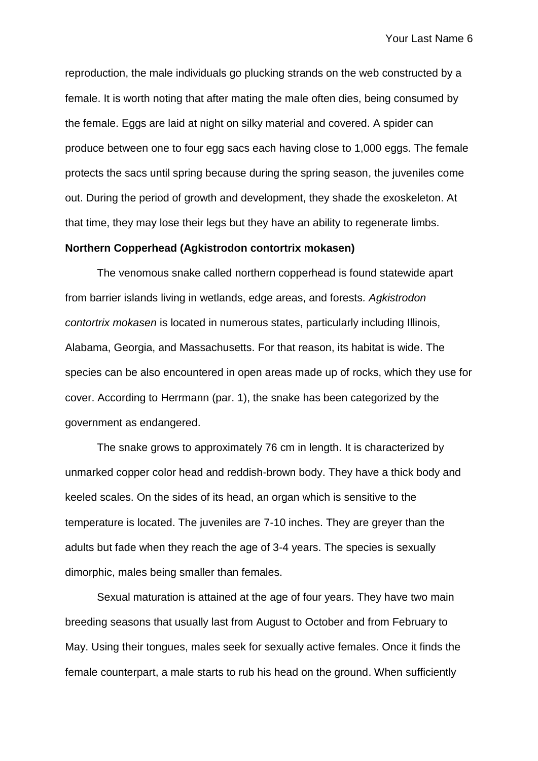reproduction, the male individuals go plucking strands on the web constructed by a female. It is worth noting that after mating the male often dies, being consumed by the female. Eggs are laid at night on silky material and covered. A spider can produce between one to four egg sacs each having close to 1,000 eggs. The female protects the sacs until spring because during the spring season, the juveniles come out. During the period of growth and development, they shade the exoskeleton. At that time, they may lose their legs but they have an ability to regenerate limbs.

**Northern Copperhead (Agkistrodon contortrix mokasen)**

The venomous snake called northern copperhead is found statewide apart from barrier islands living in wetlands, edge areas, and forests. *Agkistrodon contortrix mokasen* is located in numerous states, particularly including Illinois, Alabama, Georgia, and Massachusetts. For that reason, its habitat is wide. The species can be also encountered in open areas made up of rocks, which they use for cover. According to Herrmann (par. 1), the snake has been categorized by the government as endangered.

The snake grows to approximately 76 cm in length. It is characterized by unmarked copper color head and reddish-brown body. They have a thick body and keeled scales. On the sides of its head, an organ which is sensitive to the temperature is located. The juveniles are 7-10 inches. They are greyer than the adults but fade when they reach the age of 3-4 years. The species is sexually dimorphic, males being smaller than females.

Sexual maturation is attained at the age of four years. They have two main breeding seasons that usually last from August to October and from February to May. Using their tongues, males seek for sexually active females. Once it finds the female counterpart, a male starts to rub his head on the ground. When sufficiently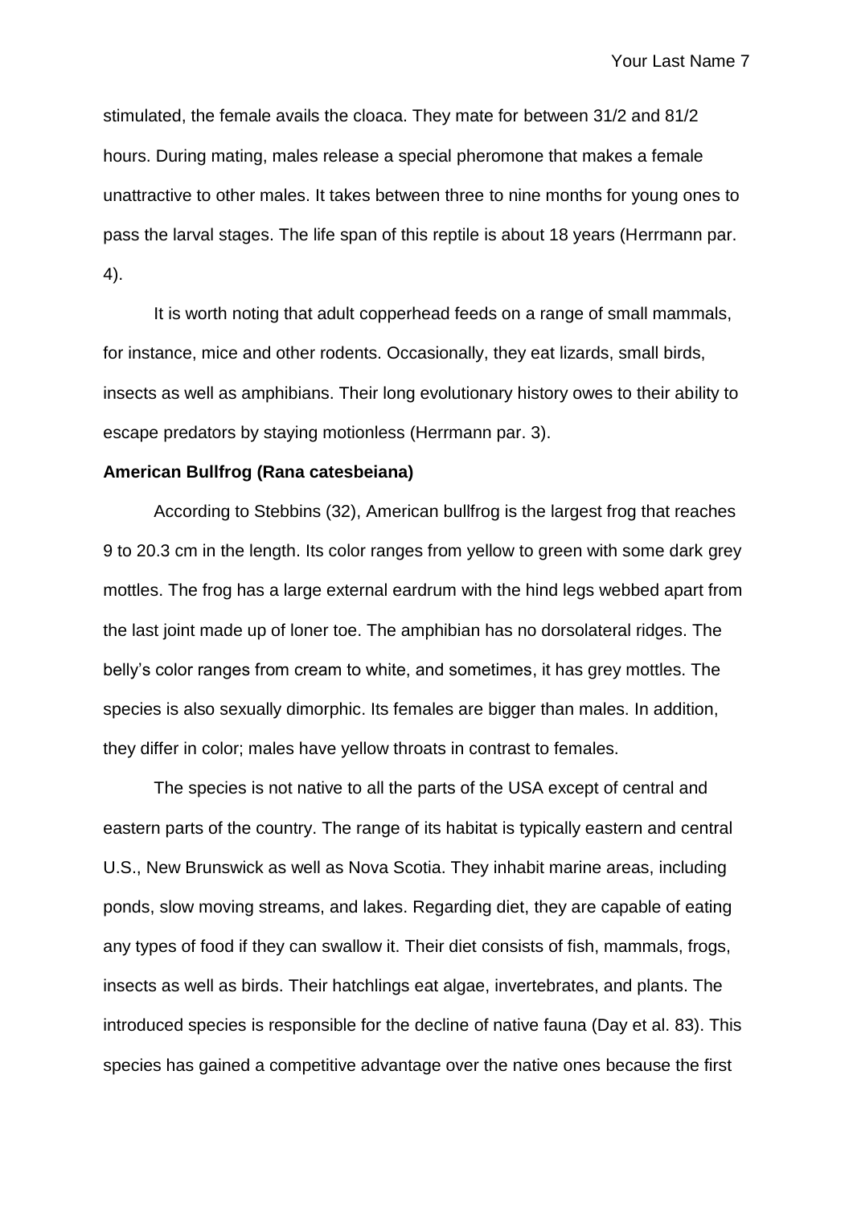stimulated, the female avails the cloaca. They mate for between 31/2 and 81/2 hours. During mating, males release a special pheromone that makes a female unattractive to other males. It takes between three to nine months for young ones to pass the larval stages. The life span of this reptile is about 18 years (Herrmann par. 4).

It is worth noting that adult copperhead feeds on a range of small mammals, for instance, mice and other rodents. Occasionally, they eat lizards, small birds, insects as well as amphibians. Their long evolutionary history owes to their ability to escape predators by staying motionless (Herrmann par. 3).

**American Bullfrog (Rana catesbeiana)**

According to Stebbins (32), American bullfrog is the largest frog that reaches 9 to 20.3 cm in the length. Its color ranges from yellow to green with some dark grey mottles. The frog has a large external eardrum with the hind legs webbed apart from the last joint made up of loner toe. The amphibian has no dorsolateral ridges. The belly's color ranges from cream to white, and sometimes, it has grey mottles. The species is also sexually dimorphic. Its females are bigger than males. In addition, they differ in color; males have yellow throats in contrast to females.

The species is not native to all the parts of the USA except of central and eastern parts of the country. The range of its habitat is typically eastern and central U.S., New Brunswick as well as Nova Scotia. They inhabit marine areas, including ponds, slow moving streams, and lakes. Regarding diet, they are capable of eating any types of food if they can swallow it. Their diet consists of fish, mammals, frogs, insects as well as birds. Their hatchlings eat algae, invertebrates, and plants. The introduced species is responsible for the decline of native fauna (Day et al. 83). This species has gained a competitive advantage over the native ones because the first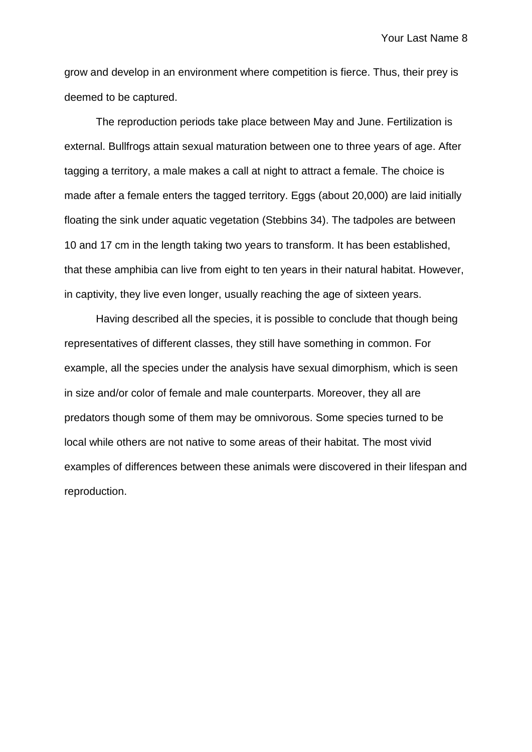grow and develop in an environment where competition is fierce. Thus, their prey is deemed to be captured.

The reproduction periods take place between May and June. Fertilization is external. Bullfrogs attain sexual maturation between one to three years of age. After tagging a territory, a male makes a call at night to attract a female. The choice is made after a female enters the tagged territory. Eggs (about 20,000) are laid initially floating the sink under aquatic vegetation (Stebbins 34). The tadpoles are between 10 and 17 cm in the length taking two years to transform. It has been established, that these amphibia can live from eight to ten years in their natural habitat. However, in captivity, they live even longer, usually reaching the age of sixteen years.

Having described all the species, it is possible to conclude that though being representatives of different classes, they still have something in common. For example, all the species under the analysis have sexual dimorphism, which is seen in size and/or color of female and male counterparts. Moreover, they all are predators though some of them may be omnivorous. Some species turned to be local while others are not native to some areas of their habitat. The most vivid examples of differences between these animals were discovered in their lifespan and reproduction.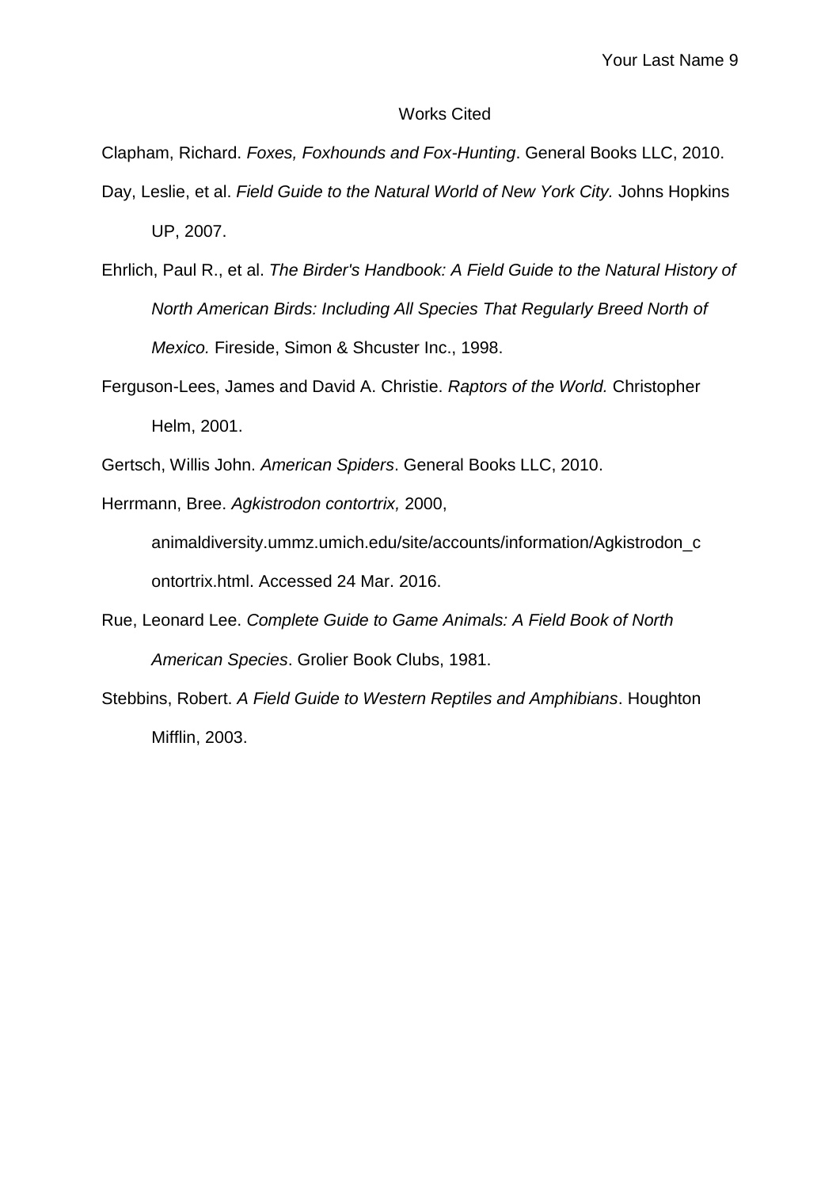# Works Cited

Clapham, Richard. *Foxes, Foxhounds and Fox-Hunting*. General Books LLC, 2010.

Day, Leslie, et al. *Field Guide to the Natural World of New York City.* Johns Hopkins UP, 2007.

Ehrlich, Paul R., et al. *The Birder's Handbook: A Field Guide to the Natural History of North American Birds: Including All Species That Regularly Breed North of Mexico.* Fireside, Simon & Shcuster Inc., 1998.

Ferguson-Lees, James and David A. Christie. *Raptors of the World.* Christopher Helm, 2001.

Gertsch, Willis John. *American Spiders*. General Books LLC, 2010.

Herrmann, Bree. *Agkistrodon contortrix,* 2000, animaldiversity.ummz.umich.edu/site/accounts/information/Agkistrodon_contortrix.html. Accessed 24 Mar. 2016.

Rue, Leonard Lee. *Complete Guide to Game Animals: A Field Book of North American Species*. Grolier Book Clubs, 1981.

Stebbins, Robert. *A Field Guide to Western Reptiles and Amphibians*. Houghton Mifflin, 2003.